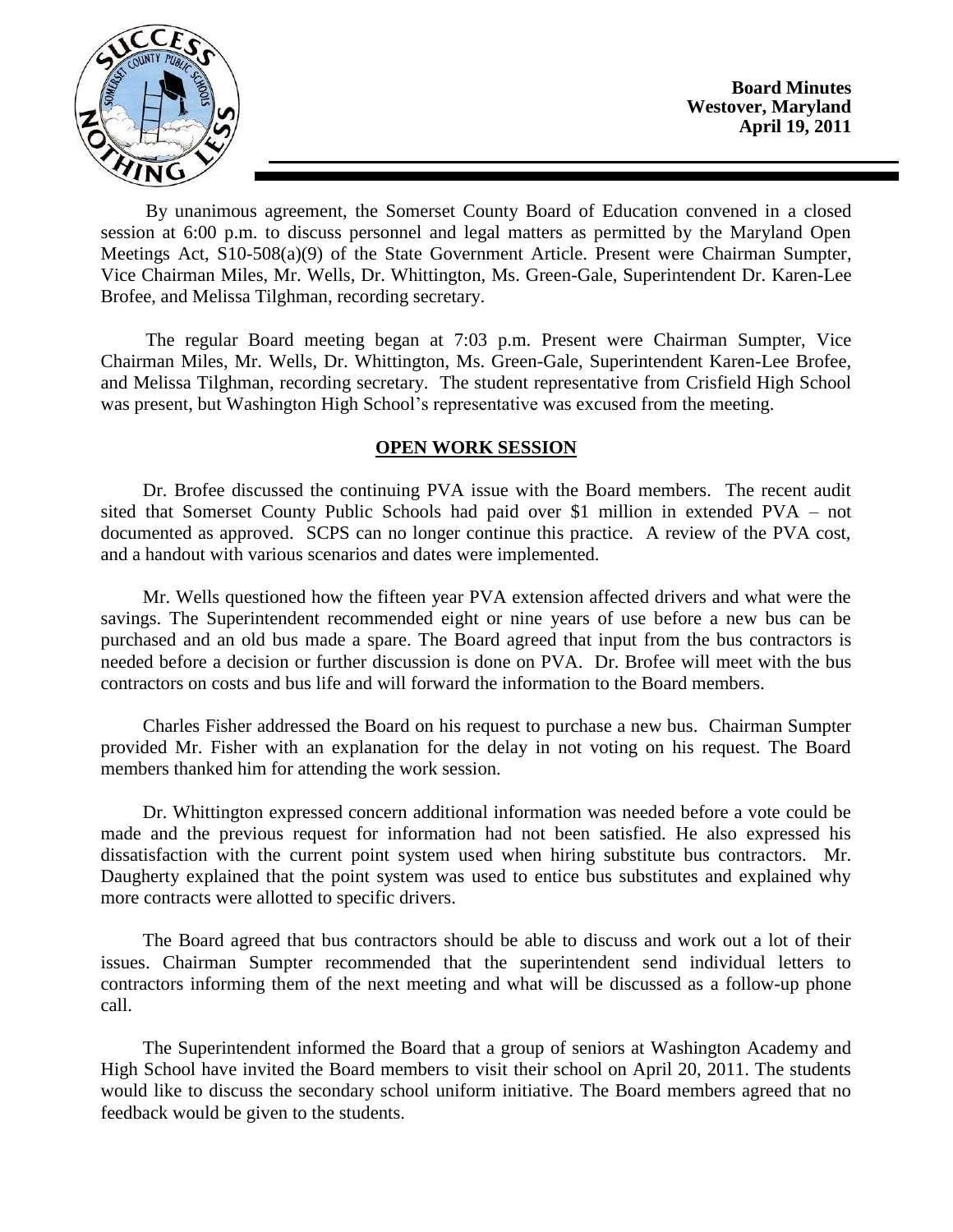**Board Minutes**
**Westover, Maryland**
**April 19, 2011**

By unanimous agreement, the Somerset County Board of Education convened in a closed session at 6:00 p.m. to discuss personnel and legal matters as permitted by the Maryland Open Meetings Act, S10-508(a)(9) of the State Government Article. Present were Chairman Sumpter, Vice Chairman Miles, Mr. Wells, Dr. Whittington, Ms. Green-Gale, Superintendent Dr. Karen-Lee Brofee, and Melissa Tilghman, recording secretary.

The regular Board meeting began at 7:03 p.m. Present were Chairman Sumpter, Vice Chairman Miles, Mr. Wells, Dr. Whittington, Ms. Green-Gale, Superintendent Karen-Lee Brofee, and Melissa Tilghman, recording secretary. The student representative from Crisfield High School was present, but Washington High School's representative was excused from the meeting.

## OPEN WORK SESSION

Dr. Brofee discussed the continuing PVA issue with the Board members. The recent audit sited that Somerset County Public Schools had paid over $1 million in extended PVA – not documented as approved. SCPS can no longer continue this practice. A review of the PVA cost, and a handout with various scenarios and dates were implemented.

Mr. Wells questioned how the fifteen year PVA extension affected drivers and what were the savings. The Superintendent recommended eight or nine years of use before a new bus can be purchased and an old bus made a spare. The Board agreed that input from the bus contractors is needed before a decision or further discussion is done on PVA. Dr. Brofee will meet with the bus contractors on costs and bus life and will forward the information to the Board members.

Charles Fisher addressed the Board on his request to purchase a new bus. Chairman Sumpter provided Mr. Fisher with an explanation for the delay in not voting on his request. The Board members thanked him for attending the work session.

Dr. Whittington expressed concern additional information was needed before a vote could be made and the previous request for information had not been satisfied. He also expressed his dissatisfaction with the current point system used when hiring substitute bus contractors. Mr. Daugherty explained that the point system was used to entice bus substitutes and explained why more contracts were allotted to specific drivers.

The Board agreed that bus contractors should be able to discuss and work out a lot of their issues. Chairman Sumpter recommended that the superintendent send individual letters to contractors informing them of the next meeting and what will be discussed as a follow-up phone call.

The Superintendent informed the Board that a group of seniors at Washington Academy and High School have invited the Board members to visit their school on April 20, 2011. The students would like to discuss the secondary school uniform initiative. The Board members agreed that no feedback would be given to the students.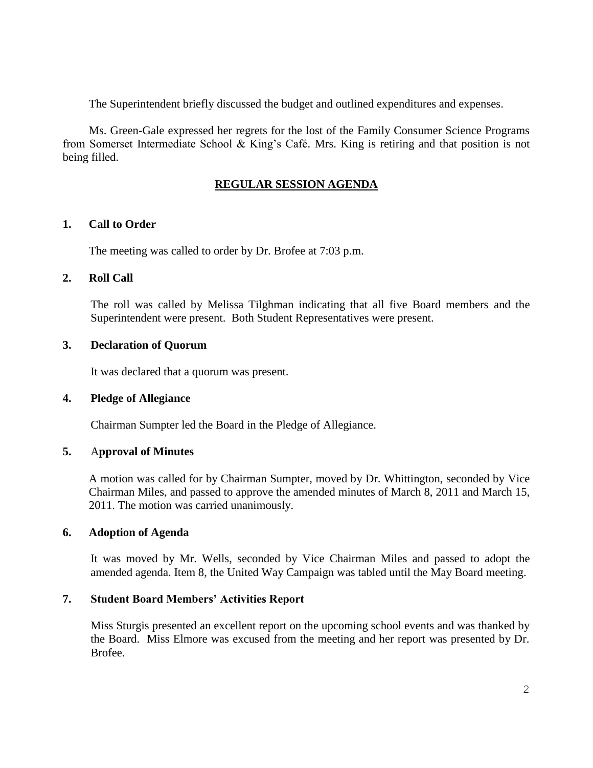The Superintendent briefly discussed the budget and outlined expenditures and expenses.

Ms. Green-Gale expressed her regrets for the lost of the Family Consumer Science Programs from Somerset Intermediate School & King's Café. Mrs. King is retiring and that position is not being filled.

## REGULAR SESSION AGENDA

### 1. Call to Order

The meeting was called to order by Dr. Brofee at 7:03 p.m.

### 2. Roll Call

The roll was called by Melissa Tilghman indicating that all five Board members and the Superintendent were present. Both Student Representatives were present.

### 3. Declaration of Quorum

It was declared that a quorum was present.

### 4. Pledge of Allegiance

Chairman Sumpter led the Board in the Pledge of Allegiance.

### 5. Approval of Minutes

A motion was called for by Chairman Sumpter, moved by Dr. Whittington, seconded by Vice Chairman Miles, and passed to approve the amended minutes of March 8, 2011 and March 15, 2011. The motion was carried unanimously.

### 6. Adoption of Agenda

It was moved by Mr. Wells, seconded by Vice Chairman Miles and passed to adopt the amended agenda. Item 8, the United Way Campaign was tabled until the May Board meeting.

### 7. Student Board Members' Activities Report

Miss Sturgis presented an excellent report on the upcoming school events and was thanked by the Board. Miss Elmore was excused from the meeting and her report was presented by Dr. Brofee.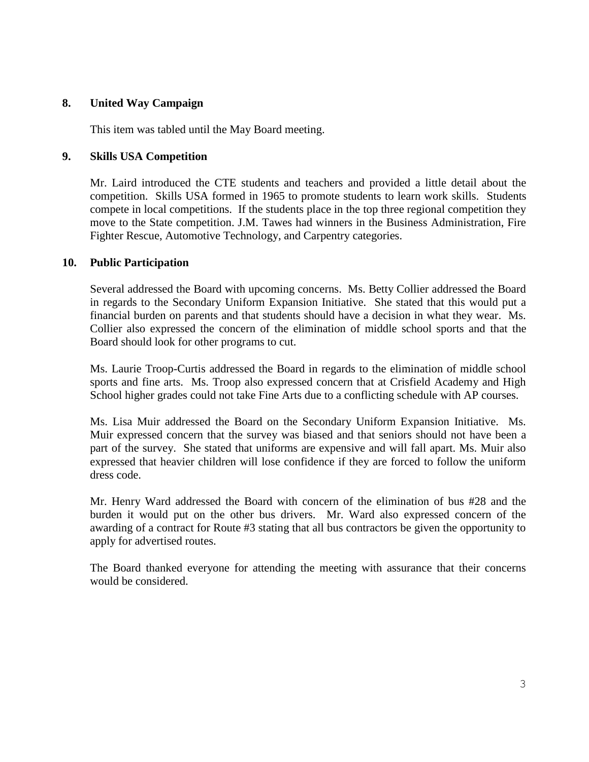## 8. United Way Campaign

This item was tabled until the May Board meeting.

## 9. Skills USA Competition

Mr. Laird introduced the CTE students and teachers and provided a little detail about the competition. Skills USA formed in 1965 to promote students to learn work skills. Students compete in local competitions. If the students place in the top three regional competition they move to the State competition. J.M. Tawes had winners in the Business Administration, Fire Fighter Rescue, Automotive Technology, and Carpentry categories.

## 10. Public Participation

Several addressed the Board with upcoming concerns. Ms. Betty Collier addressed the Board in regards to the Secondary Uniform Expansion Initiative. She stated that this would put a financial burden on parents and that students should have a decision in what they wear. Ms. Collier also expressed the concern of the elimination of middle school sports and that the Board should look for other programs to cut.

Ms. Laurie Troop-Curtis addressed the Board in regards to the elimination of middle school sports and fine arts. Ms. Troop also expressed concern that at Crisfield Academy and High School higher grades could not take Fine Arts due to a conflicting schedule with AP courses.

Ms. Lisa Muir addressed the Board on the Secondary Uniform Expansion Initiative. Ms. Muir expressed concern that the survey was biased and that seniors should not have been a part of the survey. She stated that uniforms are expensive and will fall apart. Ms. Muir also expressed that heavier children will lose confidence if they are forced to follow the uniform dress code.

Mr. Henry Ward addressed the Board with concern of the elimination of bus #28 and the burden it would put on the other bus drivers. Mr. Ward also expressed concern of the awarding of a contract for Route #3 stating that all bus contractors be given the opportunity to apply for advertised routes.

The Board thanked everyone for attending the meeting with assurance that their concerns would be considered.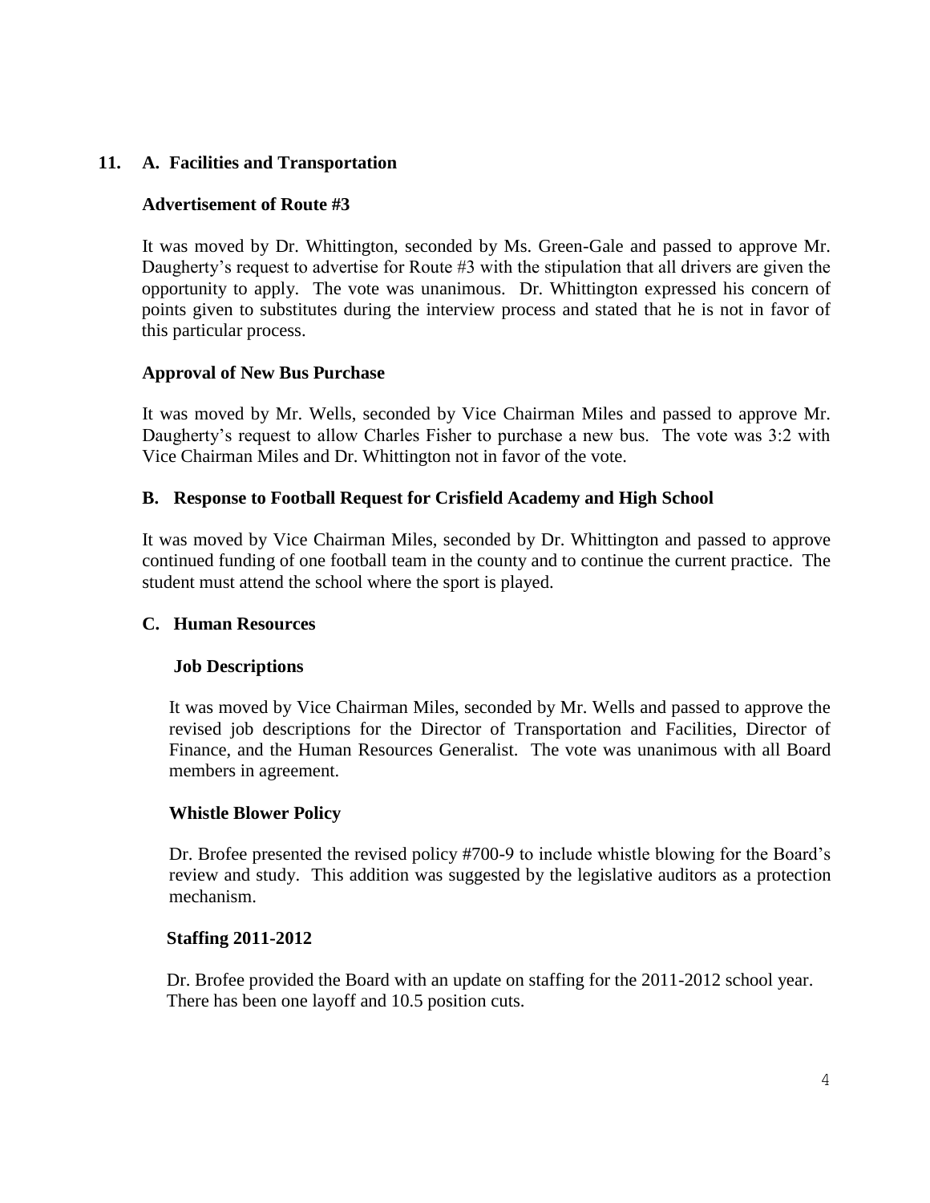**11. A. Facilities and Transportation**

**Advertisement of Route #3**

It was moved by Dr. Whittington, seconded by Ms. Green-Gale and passed to approve Mr. Daugherty's request to advertise for Route #3 with the stipulation that all drivers are given the opportunity to apply. The vote was unanimous. Dr. Whittington expressed his concern of points given to substitutes during the interview process and stated that he is not in favor of this particular process.

**Approval of New Bus Purchase**

It was moved by Mr. Wells, seconded by Vice Chairman Miles and passed to approve Mr. Daugherty's request to allow Charles Fisher to purchase a new bus. The vote was 3:2 with Vice Chairman Miles and Dr. Whittington not in favor of the vote.

**B. Response to Football Request for Crisfield Academy and High School**

It was moved by Vice Chairman Miles, seconded by Dr. Whittington and passed to approve continued funding of one football team in the county and to continue the current practice. The student must attend the school where the sport is played.

**C. Human Resources**

**Job Descriptions**

It was moved by Vice Chairman Miles, seconded by Mr. Wells and passed to approve the revised job descriptions for the Director of Transportation and Facilities, Director of Finance, and the Human Resources Generalist. The vote was unanimous with all Board members in agreement.

**Whistle Blower Policy**

Dr. Brofee presented the revised policy #700-9 to include whistle blowing for the Board's review and study. This addition was suggested by the legislative auditors as a protection mechanism.

**Staffing 2011-2012**

Dr. Brofee provided the Board with an update on staffing for the 2011-2012 school year. There has been one layoff and 10.5 position cuts.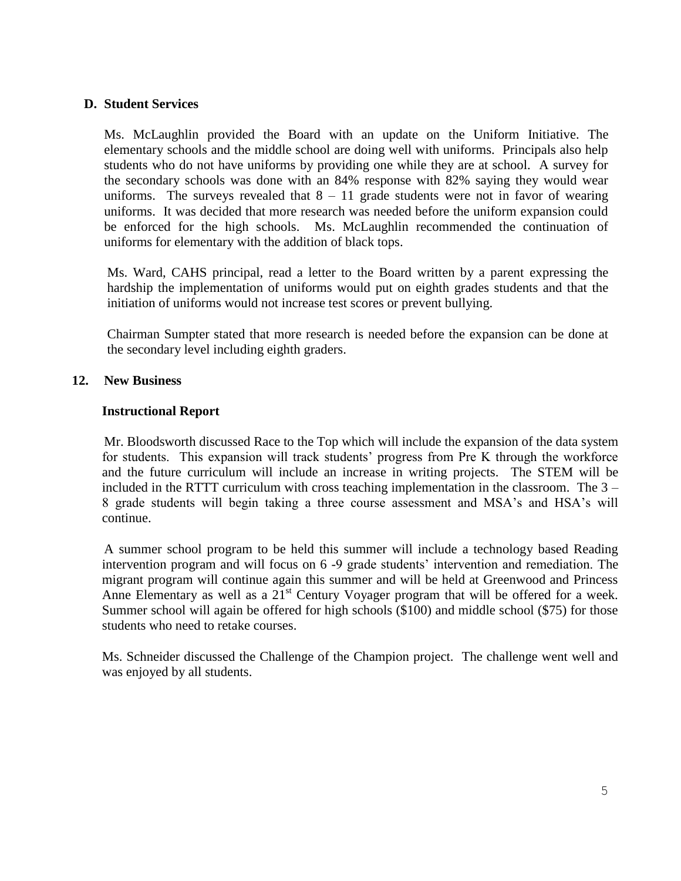### D. Student Services

Ms. McLaughlin provided the Board with an update on the Uniform Initiative. The elementary schools and the middle school are doing well with uniforms. Principals also help students who do not have uniforms by providing one while they are at school. A survey for the secondary schools was done with an 84% response with 82% saying they would wear uniforms. The surveys revealed that 8 – 11 grade students were not in favor of wearing uniforms. It was decided that more research was needed before the uniform expansion could be enforced for the high schools. Ms. McLaughlin recommended the continuation of uniforms for elementary with the addition of black tops.

Ms. Ward, CAHS principal, read a letter to the Board written by a parent expressing the hardship the implementation of uniforms would put on eighth grades students and that the initiation of uniforms would not increase test scores or prevent bullying.

Chairman Sumpter stated that more research is needed before the expansion can be done at the secondary level including eighth graders.

## 12. New Business

### Instructional Report

Mr. Bloodsworth discussed Race to the Top which will include the expansion of the data system for students. This expansion will track students' progress from Pre K through the workforce and the future curriculum will include an increase in writing projects. The STEM will be included in the RTTT curriculum with cross teaching implementation in the classroom. The 3 – 8 grade students will begin taking a three course assessment and MSA's and HSA's will continue.

A summer school program to be held this summer will include a technology based Reading intervention program and will focus on 6 -9 grade students' intervention and remediation. The migrant program will continue again this summer and will be held at Greenwood and Princess Anne Elementary as well as a 21st Century Voyager program that will be offered for a week. Summer school will again be offered for high schools ($100) and middle school ($75) for those students who need to retake courses.

Ms. Schneider discussed the Challenge of the Champion project. The challenge went well and was enjoyed by all students.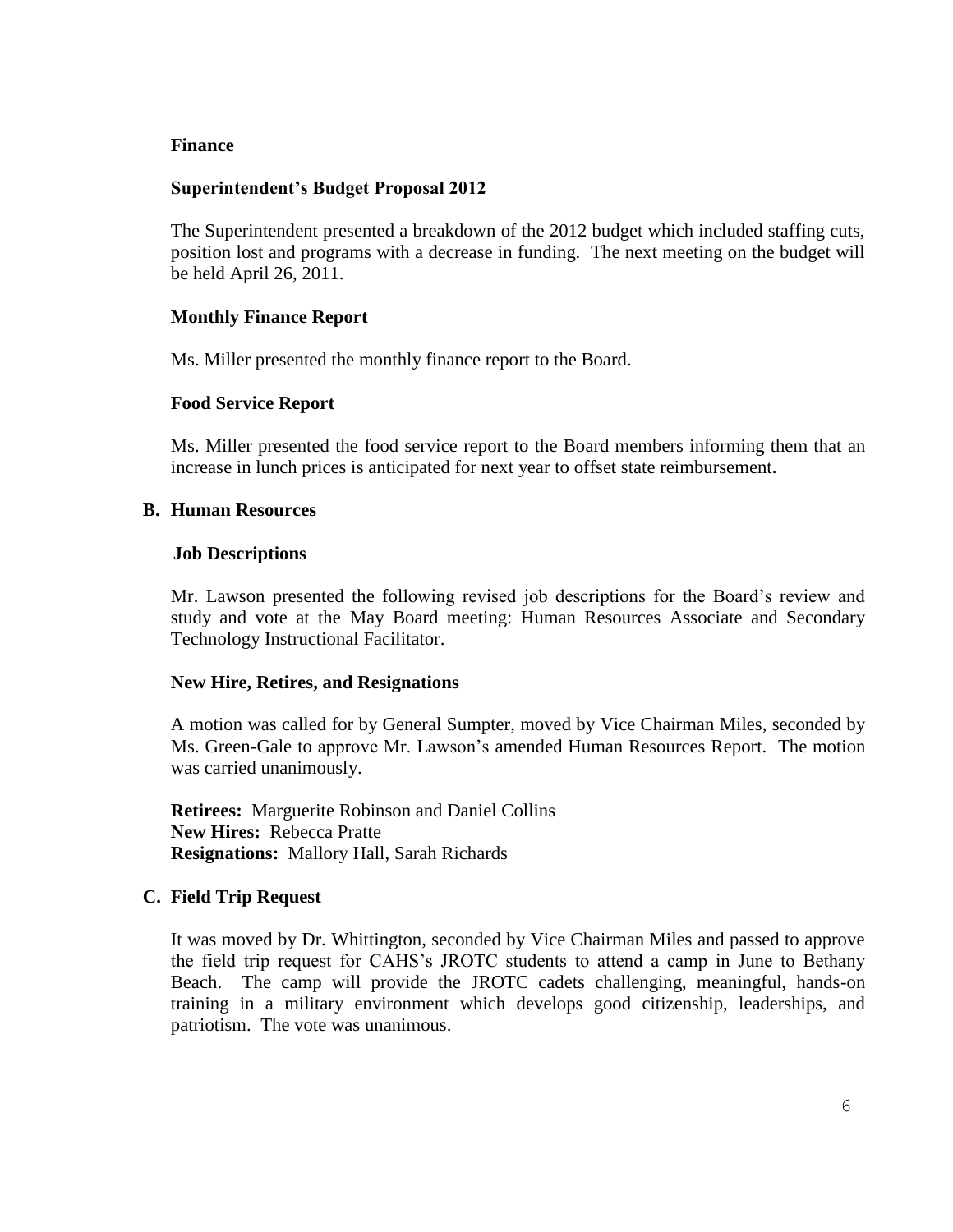**Finance**

**Superintendent's Budget Proposal 2012**

The Superintendent presented a breakdown of the 2012 budget which included staffing cuts, position lost and programs with a decrease in funding. The next meeting on the budget will be held April 26, 2011.

**Monthly Finance Report**

Ms. Miller presented the monthly finance report to the Board.

**Food Service Report**

Ms. Miller presented the food service report to the Board members informing them that an increase in lunch prices is anticipated for next year to offset state reimbursement.

**B. Human Resources**

**Job Descriptions**

Mr. Lawson presented the following revised job descriptions for the Board's review and study and vote at the May Board meeting: Human Resources Associate and Secondary Technology Instructional Facilitator.

**New Hire, Retires, and Resignations**

A motion was called for by General Sumpter, moved by Vice Chairman Miles, seconded by Ms. Green-Gale to approve Mr. Lawson's amended Human Resources Report. The motion was carried unanimously.

**Retirees:** Marguerite Robinson and Daniel Collins
**New Hires:** Rebecca Pratte
**Resignations:** Mallory Hall, Sarah Richards

**C. Field Trip Request**

It was moved by Dr. Whittington, seconded by Vice Chairman Miles and passed to approve the field trip request for CAHS's JROTC students to attend a camp in June to Bethany Beach. The camp will provide the JROTC cadets challenging, meaningful, hands-on training in a military environment which develops good citizenship, leaderships, and patriotism. The vote was unanimous.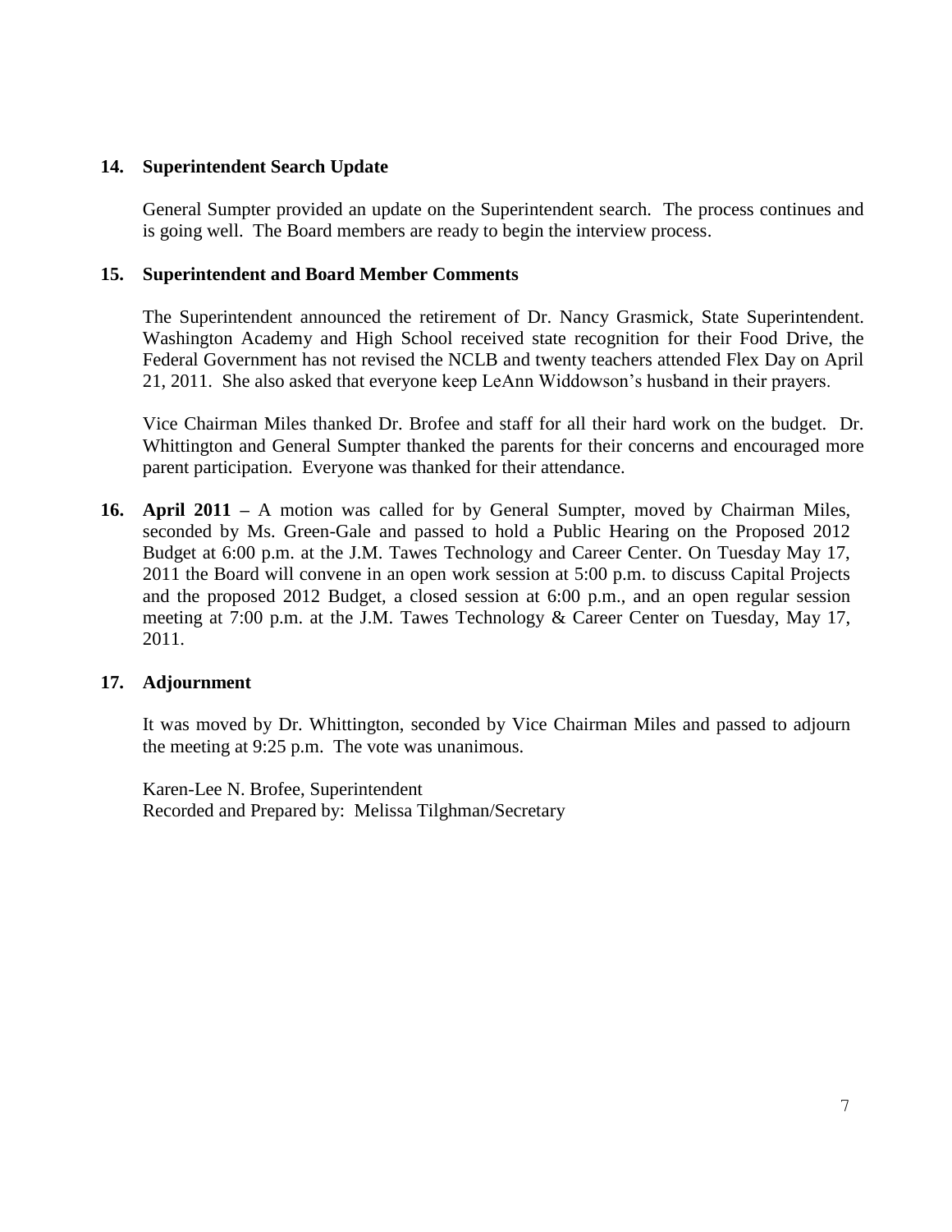**14. Superintendent Search Update**

General Sumpter provided an update on the Superintendent search. The process continues and is going well. The Board members are ready to begin the interview process.

**15. Superintendent and Board Member Comments**

The Superintendent announced the retirement of Dr. Nancy Grasmick, State Superintendent. Washington Academy and High School received state recognition for their Food Drive, the Federal Government has not revised the NCLB and twenty teachers attended Flex Day on April 21, 2011. She also asked that everyone keep LeAnn Widdowson's husband in their prayers.

Vice Chairman Miles thanked Dr. Brofee and staff for all their hard work on the budget. Dr. Whittington and General Sumpter thanked the parents for their concerns and encouraged more parent participation. Everyone was thanked for their attendance.

**16. April 2011 –** A motion was called for by General Sumpter, moved by Chairman Miles, seconded by Ms. Green-Gale and passed to hold a Public Hearing on the Proposed 2012 Budget at 6:00 p.m. at the J.M. Tawes Technology and Career Center. On Tuesday May 17, 2011 the Board will convene in an open work session at 5:00 p.m. to discuss Capital Projects and the proposed 2012 Budget, a closed session at 6:00 p.m., and an open regular session meeting at 7:00 p.m. at the J.M. Tawes Technology & Career Center on Tuesday, May 17, 2011.

**17. Adjournment**

It was moved by Dr. Whittington, seconded by Vice Chairman Miles and passed to adjourn the meeting at 9:25 p.m. The vote was unanimous.

Karen-Lee N. Brofee, Superintendent
Recorded and Prepared by: Melissa Tilghman/Secretary